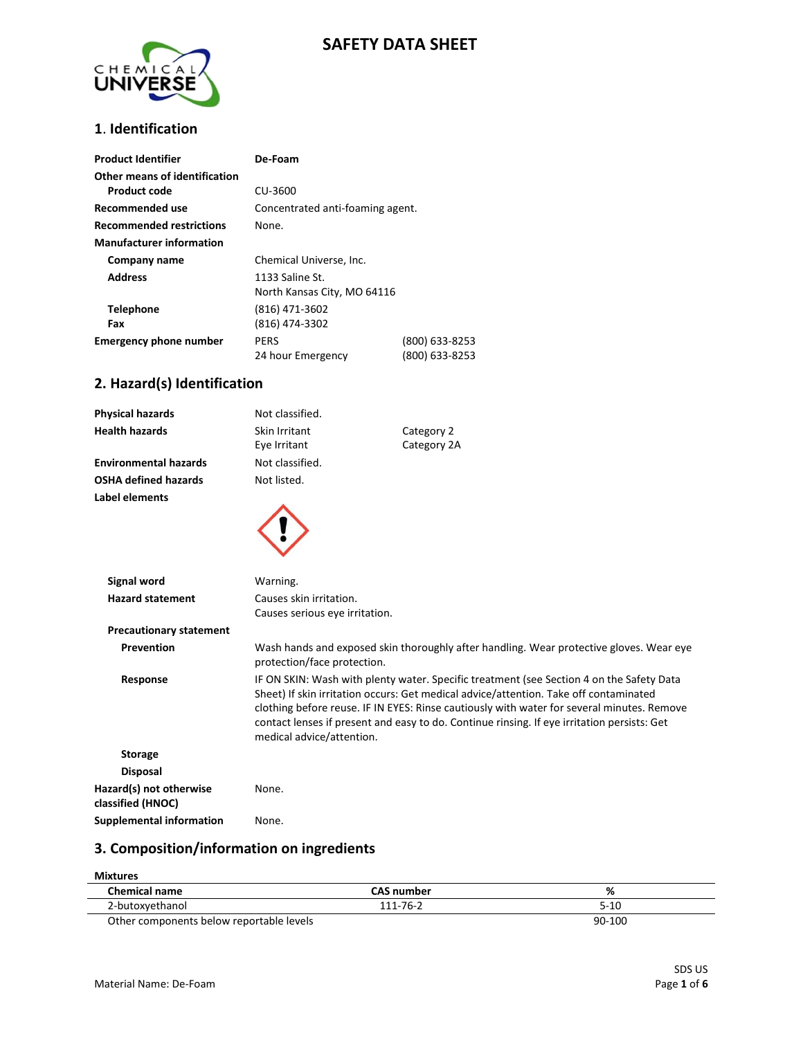# SAFETY DATA SHEET

## 1. Identification

| | | |
|---|---|---|
| **Product Identifier** | **De-Foam** | |
| **Other means of identification** | | |
| **Product code** | CU-3600 | |
| **Recommended use** | Concentrated anti-foaming agent. | |
| **Recommended restrictions** | None. | |
| **Manufacturer information** | | |
| **Company name** | Chemical Universe, Inc. | |
| **Address** | 1133 Saline St.<br>North Kansas City, MO 64116 | |
| **Telephone** | (816) 471-3602 | |
| **Fax** | (816) 474-3302 | |
| **Emergency phone number** | PERS | (800) 633-8253 |
| | 24 hour Emergency | (800) 633-8253 |

## 2. Hazard(s) Identification

| | | |
|---|---|---|
| **Physical hazards** | Not classified. | |
| **Health hazards** | Skin Irritant | Category 2 |
| | Eye Irritant | Category 2A |
| **Environmental hazards** | Not classified. | |
| **OSHA defined hazards** | Not listed. | |

**Label elements**

**Signal word** Warning.

**Hazard statement** Causes skin irritation.
Causes serious eye irritation.

**Precautionary statement**

**Prevention** Wash hands and exposed skin thoroughly after handling. Wear protective gloves. Wear eye protection/face protection.

**Response** IF ON SKIN: Wash with plenty water. Specific treatment (see Section 4 on the Safety Data Sheet) If skin irritation occurs: Get medical advice/attention. Take off contaminated clothing before reuse. IF IN EYES: Rinse cautiously with water for several minutes. Remove contact lenses if present and easy to do. Continue rinsing. If eye irritation persists: Get medical advice/attention.

**Storage**

**Disposal**

**Hazard(s) not otherwise classified (HNOC)** None.

**Supplemental information** None.

## 3. Composition/information on ingredients

**Mixtures**

| Chemical name | CAS number | % |
|---|---|---|
| 2-butoxyethanol | 111-76-2 | 5-10 |
| Other components below reportable levels | | 90-100 |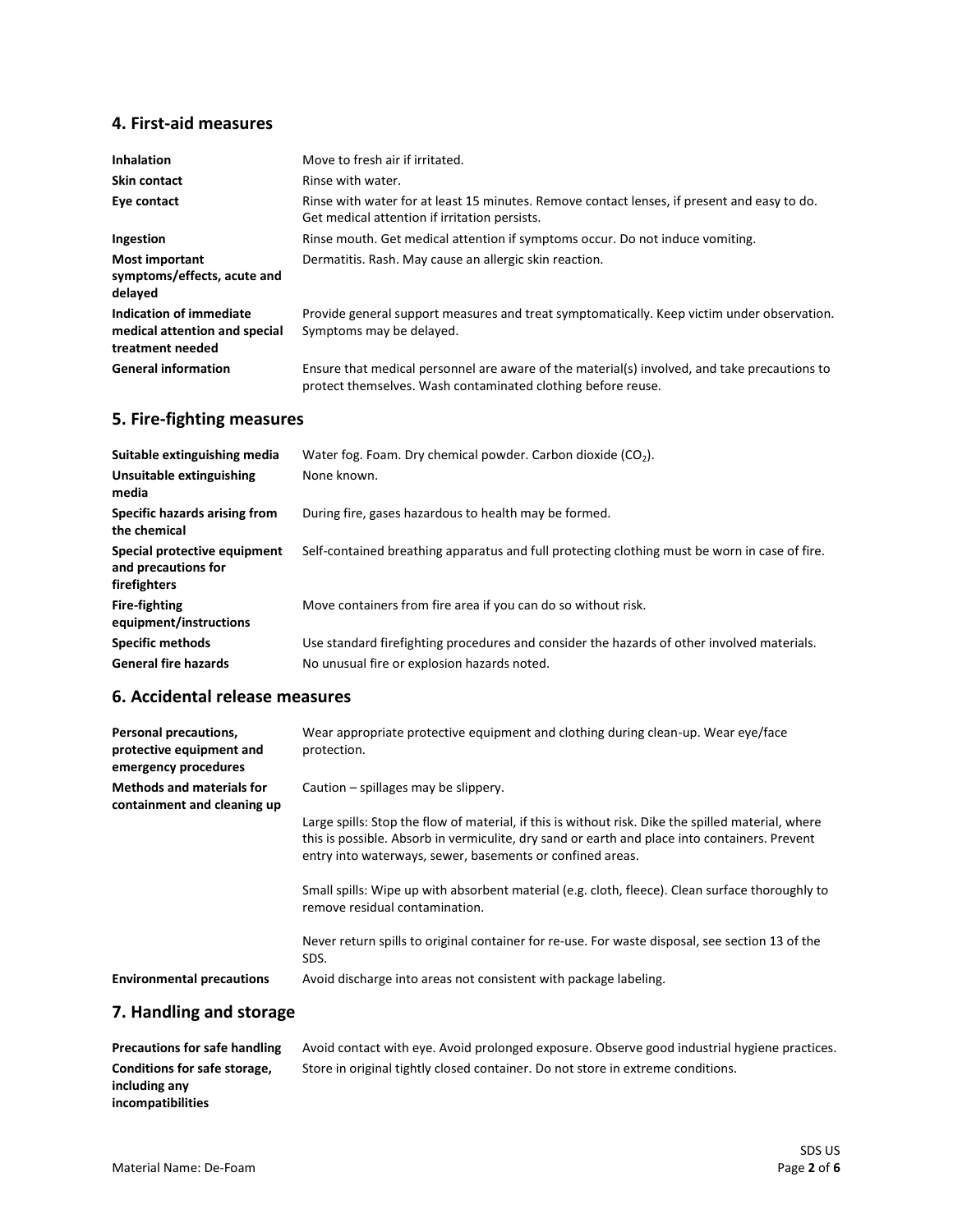## 4. First-aid measures

| | |
|---|---|
| **Inhalation** | Move to fresh air if irritated. |
| **Skin contact** | Rinse with water. |
| **Eye contact** | Rinse with water for at least 15 minutes. Remove contact lenses, if present and easy to do. Get medical attention if irritation persists. |
| **Ingestion** | Rinse mouth. Get medical attention if symptoms occur. Do not induce vomiting. |
| **Most important symptoms/effects, acute and delayed** | Dermatitis. Rash. May cause an allergic skin reaction. |
| **Indication of immediate medical attention and special treatment needed** | Provide general support measures and treat symptomatically. Keep victim under observation. Symptoms may be delayed. |
| **General information** | Ensure that medical personnel are aware of the material(s) involved, and take precautions to protect themselves. Wash contaminated clothing before reuse. |

## 5. Fire-fighting measures

| | |
|---|---|
| **Suitable extinguishing media** | Water fog. Foam. Dry chemical powder. Carbon dioxide ($CO_2$). |
| **Unsuitable extinguishing media** | None known. |
| **Specific hazards arising from the chemical** | During fire, gases hazardous to health may be formed. |
| **Special protective equipment and precautions for firefighters** | Self-contained breathing apparatus and full protecting clothing must be worn in case of fire. |
| **Fire-fighting equipment/instructions** | Move containers from fire area if you can do so without risk. |
| **Specific methods** | Use standard firefighting procedures and consider the hazards of other involved materials. |
| **General fire hazards** | No unusual fire or explosion hazards noted. |

## 6. Accidental release measures

| | |
|---|---|
| **Personal precautions, protective equipment and emergency procedures** | Wear appropriate protective equipment and clothing during clean-up. Wear eye/face protection. |
| **Methods and materials for containment and cleaning up** | Caution – spillages may be slippery.<br><br>Large spills: Stop the flow of material, if this is without risk. Dike the spilled material, where this is possible. Absorb in vermiculite, dry sand or earth and place into containers. Prevent entry into waterways, sewer, basements or confined areas.<br><br>Small spills: Wipe up with absorbent material (e.g. cloth, fleece). Clean surface thoroughly to remove residual contamination.<br><br>Never return spills to original container for re-use. For waste disposal, see section 13 of the SDS. |
| **Environmental precautions** | Avoid discharge into areas not consistent with package labeling. |

## 7. Handling and storage

| | |
|---|---|
| **Precautions for safe handling** | Avoid contact with eye. Avoid prolonged exposure. Observe good industrial hygiene practices. |
| **Conditions for safe storage, including any incompatibilities** | Store in original tightly closed container. Do not store in extreme conditions. |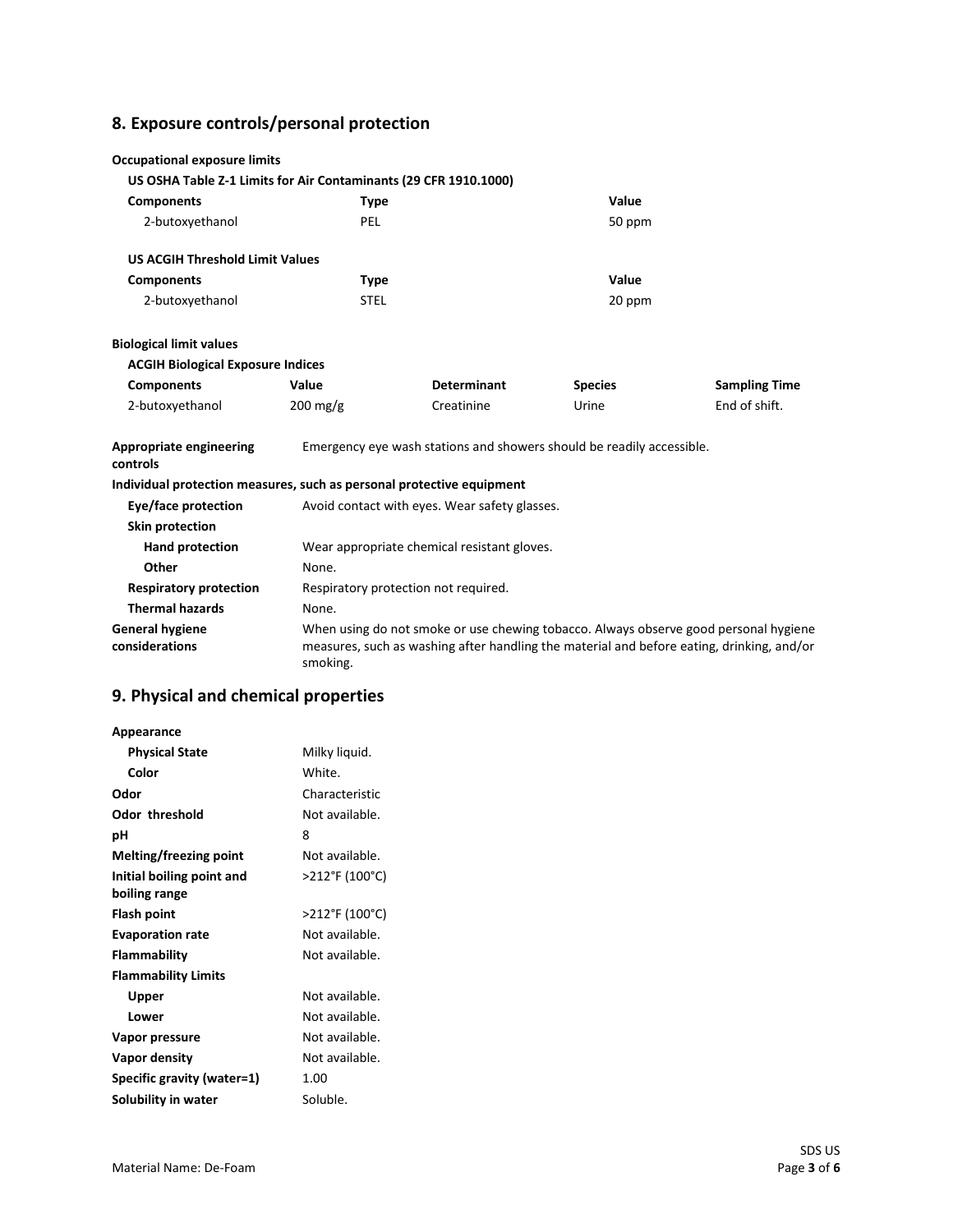## 8. Exposure controls/personal protection

**Occupational exposure limits**

**US OSHA Table Z-1 Limits for Air Contaminants (29 CFR 1910.1000)**

| Components | Type | Value |
|---|---|---|
| 2-butoxyethanol | PEL | 50 ppm |

**US ACGIH Threshold Limit Values**

| Components | Type | Value |
|---|---|---|
| 2-butoxyethanol | STEL | 20 ppm |

**Biological limit values**

**ACGIH Biological Exposure Indices**

| Components | Value | Determinant | Species | Sampling Time |
|---|---|---|---|---|
| 2-butoxyethanol | 200 mg/g | Creatinine | Urine | End of shift. |

**Appropriate engineering controls**: Emergency eye wash stations and showers should be readily accessible.

**Individual protection measures, such as personal protective equipment**

**Eye/face protection**: Avoid contact with eyes. Wear safety glasses.

**Skin protection**

**Hand protection**: Wear appropriate chemical resistant gloves.

**Other**: None.

**Respiratory protection**: Respiratory protection not required.

**Thermal hazards**: None.

**General hygiene considerations**: When using do not smoke or use chewing tobacco. Always observe good personal hygiene measures, such as washing after handling the material and before eating, drinking, and/or smoking.

## 9. Physical and chemical properties

| Property | Value |
|---|---|
| **Appearance** | |
| **Physical State** | Milky liquid. |
| **Color** | White. |
| **Odor** | Characteristic |
| **Odor threshold** | Not available. |
| **pH** | 8 |
| **Melting/freezing point** | Not available. |
| **Initial boiling point and boiling range** | >212°F (100°C) |
| **Flash point** | >212°F (100°C) |
| **Evaporation rate** | Not available. |
| **Flammability** | Not available. |
| **Flammability Limits** | |
| **Upper** | Not available. |
| **Lower** | Not available. |
| **Vapor pressure** | Not available. |
| **Vapor density** | Not available. |
| **Specific gravity (water=1)** | 1.00 |
| **Solubility in water** | Soluble. |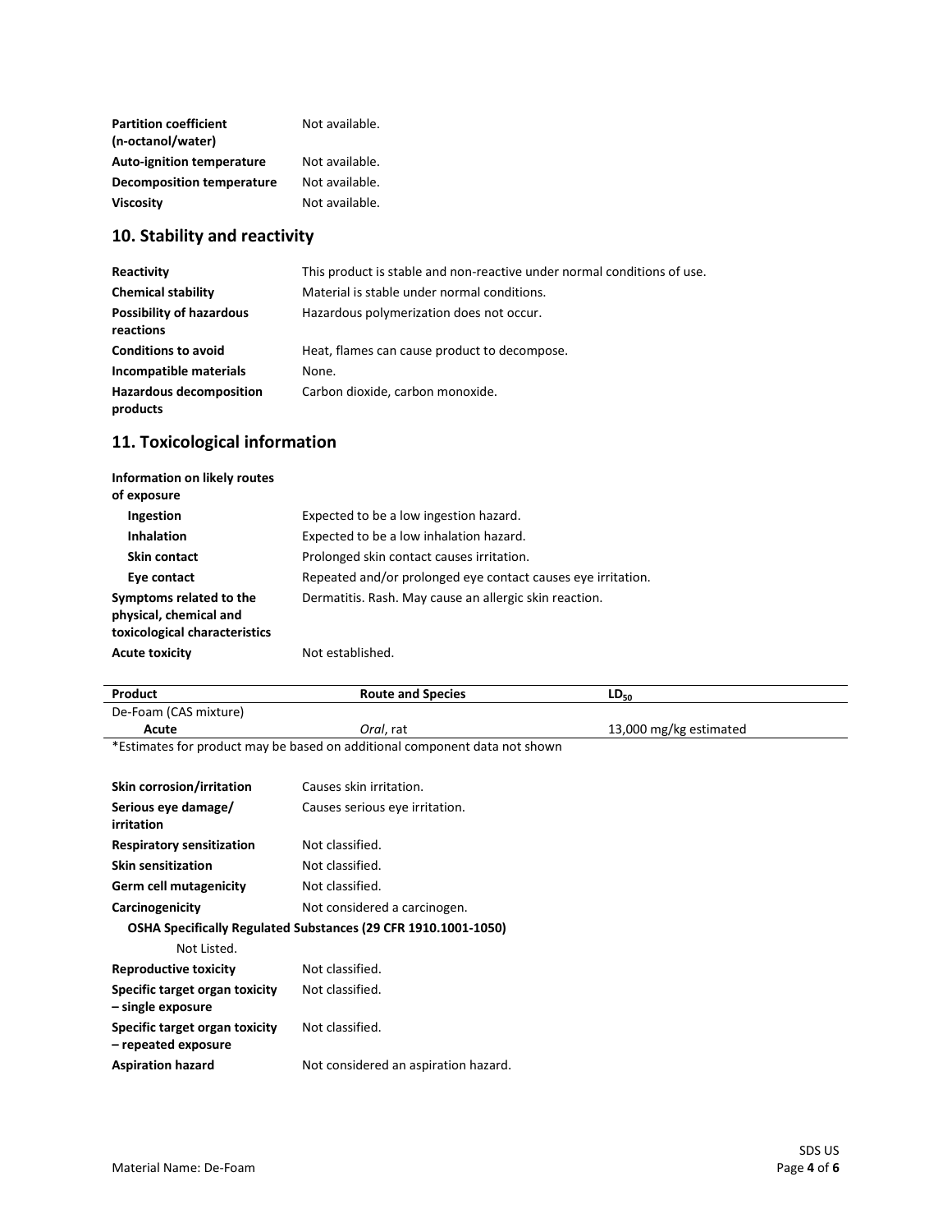| | |
|---|---|
| **Partition coefficient (n-octanol/water)** | Not available. |
| **Auto-ignition temperature** | Not available. |
| **Decomposition temperature** | Not available. |
| **Viscosity** | Not available. |

## 10. Stability and reactivity

| | |
|---|---|
| **Reactivity** | This product is stable and non-reactive under normal conditions of use. |
| **Chemical stability** | Material is stable under normal conditions. |
| **Possibility of hazardous reactions** | Hazardous polymerization does not occur. |
| **Conditions to avoid** | Heat, flames can cause product to decompose. |
| **Incompatible materials** | None. |
| **Hazardous decomposition products** | Carbon dioxide, carbon monoxide. |

## 11. Toxicological information

**Information on likely routes of exposure**

| | |
|---|---|
| **Ingestion** | Expected to be a low ingestion hazard. |
| **Inhalation** | Expected to be a low inhalation hazard. |
| **Skin contact** | Prolonged skin contact causes irritation. |
| **Eye contact** | Repeated and/or prolonged eye contact causes eye irritation. |
| **Symptoms related to the physical, chemical and toxicological characteristics** | Dermatitis. Rash. May cause an allergic skin reaction. |
| **Acute toxicity** | Not established. |

| Product | Route and Species | $LD_{50}$ |
|---|---|---|
| De-Foam (CAS mixture) | | |
| **Acute** | *Oral*, rat | 13,000 mg/kg estimated |

*Estimates for product may be based on additional component data not shown

| | |
|---|---|
| **Skin corrosion/irritation** | Causes skin irritation. |
| **Serious eye damage/ irritation** | Causes serious eye irritation. |
| **Respiratory sensitization** | Not classified. |
| **Skin sensitization** | Not classified. |
| **Germ cell mutagenicity** | Not classified. |
| **Carcinogenicity** | Not considered a carcinogen. |

**OSHA Specifically Regulated Substances (29 CFR 1910.1001-1050)**

Not Listed.

| | |
|---|---|
| **Reproductive toxicity** | Not classified. |
| **Specific target organ toxicity – single exposure** | Not classified. |
| **Specific target organ toxicity – repeated exposure** | Not classified. |
| **Aspiration hazard** | Not considered an aspiration hazard. |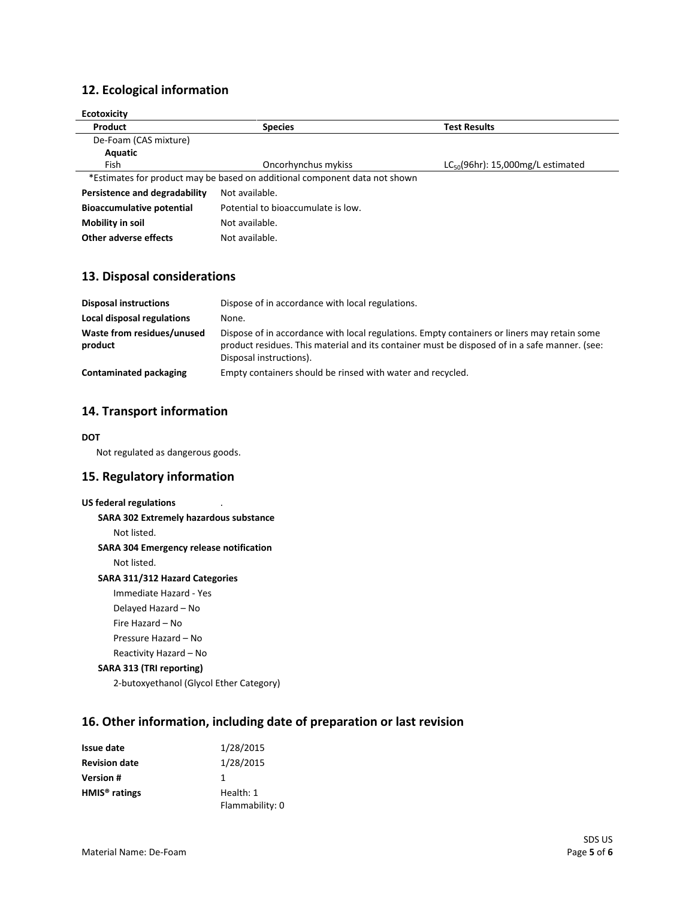## 12. Ecological information

**Ecotoxicity**

| Product | Species | Test Results |
|---|---|---|
| De-Foam (CAS mixture) | | |
| **Aquatic** | | |
| Fish | Oncorhynchus mykiss | $LC_{50}$(96hr): 15,000mg/L estimated |

*Estimates for product may be based on additional component data not shown

| | |
|---|---|
| **Persistence and degradability** | Not available. |
| **Bioaccumulative potential** | Potential to bioaccumulate is low. |
| **Mobility in soil** | Not available. |
| **Other adverse effects** | Not available. |

## 13. Disposal considerations

| | |
|---|---|
| **Disposal instructions** | Dispose of in accordance with local regulations. |
| **Local disposal regulations** | None. |
| **Waste from residues/unused product** | Dispose of in accordance with local regulations. Empty containers or liners may retain some product residues. This material and its container must be disposed of in a safe manner. (see: Disposal instructions). |
| **Contaminated packaging** | Empty containers should be rinsed with water and recycled. |

## 14. Transport information

**DOT**

Not regulated as dangerous goods.

## 15. Regulatory information

**US federal regulations** .

**SARA 302 Extremely hazardous substance**

Not listed.

**SARA 304 Emergency release notification**

Not listed.

**SARA 311/312 Hazard Categories**

Immediate Hazard - Yes

Delayed Hazard – No

Fire Hazard – No

Pressure Hazard – No

Reactivity Hazard – No

**SARA 313 (TRI reporting)**

2-butoxyethanol (Glycol Ether Category)

## 16. Other information, including date of preparation or last revision

| | |
|---|---|
| **Issue date** | 1/28/2015 |
| **Revision date** | 1/28/2015 |
| **Version #** | 1 |
| **HMIS® ratings** | Health: 1<br>Flammability: 0 |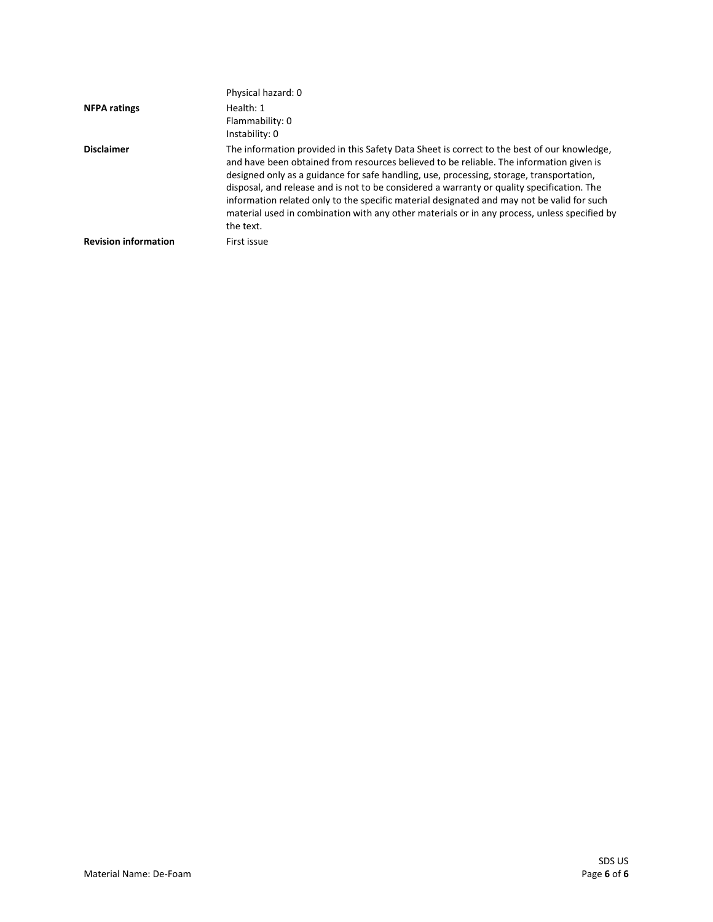| | |
|---|---|
| | Physical hazard: 0 |
| **NFPA ratings** | Health: 1<br>Flammability: 0<br>Instability: 0 |
| **Disclaimer** | The information provided in this Safety Data Sheet is correct to the best of our knowledge, and have been obtained from resources believed to be reliable. The information given is designed only as a guidance for safe handling, use, processing, storage, transportation, disposal, and release and is not to be considered a warranty or quality specification. The information related only to the specific material designated and may not be valid for such material used in combination with any other materials or in any process, unless specified by the text. |
| **Revision information** | First issue |